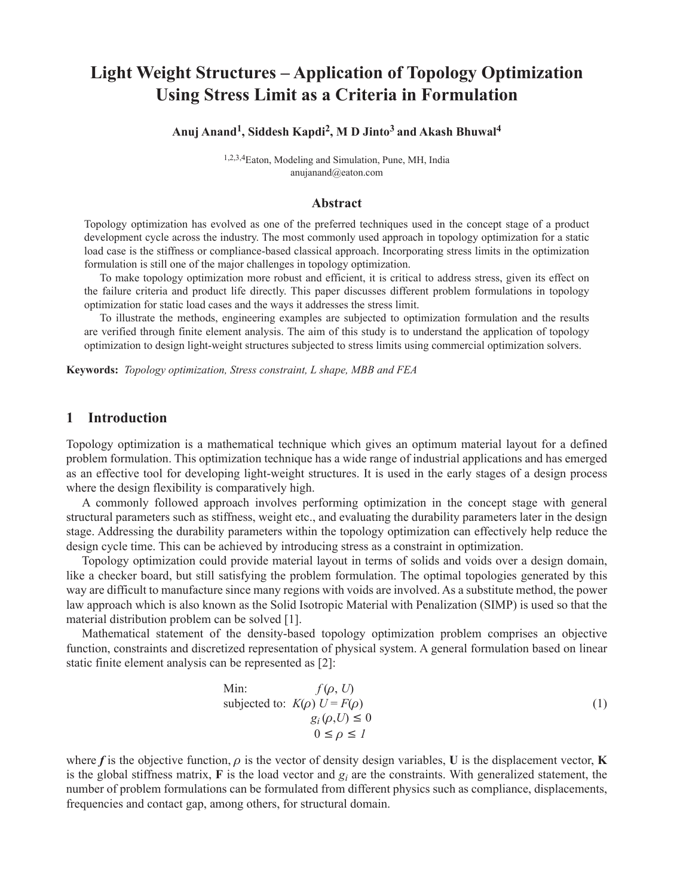# Light Weight Structures – Application of Topology Optimization Using Stress Limit as a Criteria in Formulation

**Anuj Anand[1], Siddesh Kapdi[2], M D Jinto[3] and Akash Bhuwal[4]**

[1,2,3,4]Eaton, Modeling and Simulation, Pune, MH, India
anujanand@eaton.com

## Abstract

Topology optimization has evolved as one of the preferred techniques used in the concept stage of a product development cycle across the industry. The most commonly used approach in topology optimization for a static load case is the stiffness or compliance-based classical approach. Incorporating stress limits in the optimization formulation is still one of the major challenges in topology optimization.

To make topology optimization more robust and efficient, it is critical to address stress, given its effect on the failure criteria and product life directly. This paper discusses different problem formulations in topology optimization for static load cases and the ways it addresses the stress limit.

To illustrate the methods, engineering examples are subjected to optimization formulation and the results are verified through finite element analysis. The aim of this study is to understand the application of topology optimization to design light-weight structures subjected to stress limits using commercial optimization solvers.

**Keywords:** *Topology optimization, Stress constraint, L shape, MBB and FEA*

## 1 Introduction

Topology optimization is a mathematical technique which gives an optimum material layout for a defined problem formulation. This optimization technique has a wide range of industrial applications and has emerged as an effective tool for developing light-weight structures. It is used in the early stages of a design process where the design flexibility is comparatively high.

A commonly followed approach involves performing optimization in the concept stage with general structural parameters such as stiffness, weight etc., and evaluating the durability parameters later in the design stage. Addressing the durability parameters within the topology optimization can effectively help reduce the design cycle time. This can be achieved by introducing stress as a constraint in optimization.

Topology optimization could provide material layout in terms of solids and voids over a design domain, like a checker board, but still satisfying the problem formulation. The optimal topologies generated by this way are difficult to manufacture since many regions with voids are involved. As a substitute method, the power law approach which is also known as the Solid Isotropic Material with Penalization (SIMP) is used so that the material distribution problem can be solved [1].

Mathematical statement of the density-based topology optimization problem comprises an objective function, constraints and discretized representation of physical system. A general formulation based on linear static finite element analysis can be represented as [2]:

$$
\begin{aligned}
&\text{Min:} && f(\rho, U) \\
&\text{subjected to:} && K(\rho)\, U = F(\rho) \\
& && g_i(\rho, U) \leq 0 \\
& && 0 \leq \rho \leq 1
\end{aligned}
\tag{1}
$$

where $\boldsymbol{f}$ is the objective function, $\rho$ is the vector of density design variables, **U** is the displacement vector, **K** is the global stiffness matrix, **F** is the load vector and $g_i$ are the constraints. With generalized statement, the number of problem formulations can be formulated from different physics such as compliance, displacements, frequencies and contact gap, among others, for structural domain.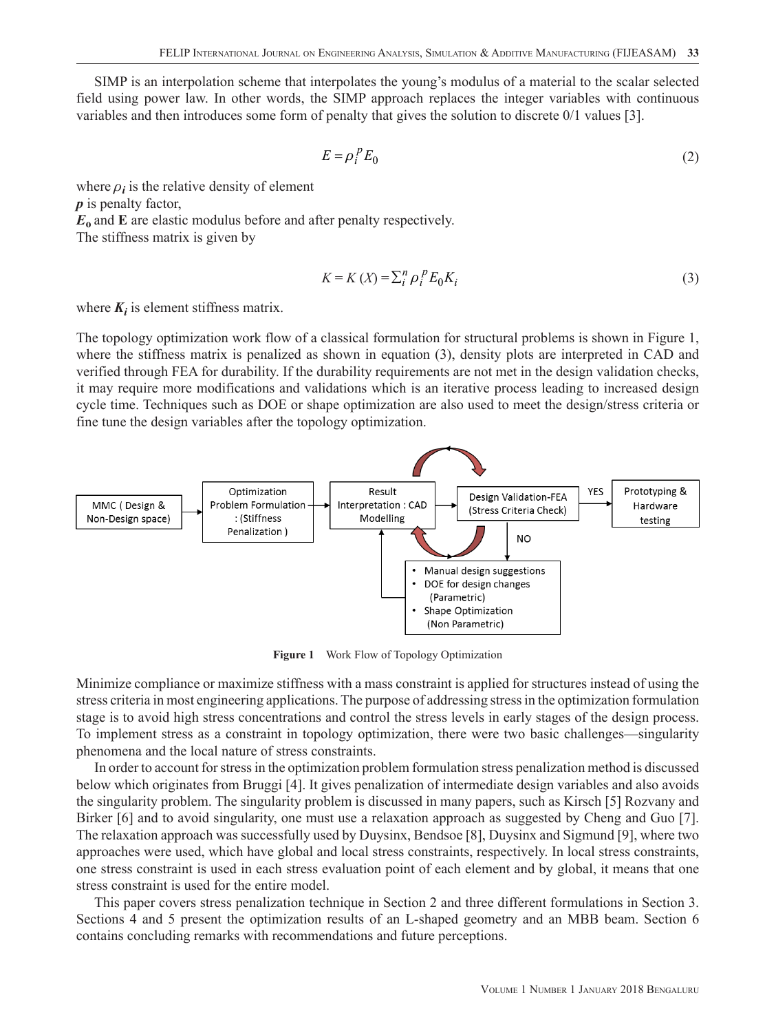SIMP is an interpolation scheme that interpolates the young's modulus of a material to the scalar selected field using power law. In other words, the SIMP approach replaces the integer variables with continuous variables and then introduces some form of penalty that gives the solution to discrete 0/1 values [3].

$$E = \rho_i^p E_0 \tag{2}$$

where $\rho_i$ is the relative density of element
$p$ is penalty factor,
$E_0$ and **E** are elastic modulus before and after penalty respectively.
The stiffness matrix is given by

$$K = K(X) = \sum_i^n \rho_i^p E_0 K_i \tag{3}$$

where $K_i$ is element stiffness matrix.

The topology optimization work flow of a classical formulation for structural problems is shown in Figure 1, where the stiffness matrix is penalized as shown in equation (3), density plots are interpreted in CAD and verified through FEA for durability. If the durability requirements are not met in the design validation checks, it may require more modifications and validations which is an iterative process leading to increased design cycle time. Techniques such as DOE or shape optimization are also used to meet the design/stress criteria or fine tune the design variables after the topology optimization.

MMC ( Design & Non-Design space) → Optimization Problem Formulation : (Stiffness Penalization ) → Result Interpretation : CAD Modelling → Design Validation-FEA (Stress Criteria Check) → YES → Prototyping & Hardware testing

NO → 
- Manual design suggestions
- DOE for design changes (Parametric)
- Shape Optimization (Non Parametric)

**Figure 1** Work Flow of Topology Optimization

Minimize compliance or maximize stiffness with a mass constraint is applied for structures instead of using the stress criteria in most engineering applications. The purpose of addressing stress in the optimization formulation stage is to avoid high stress concentrations and control the stress levels in early stages of the design process. To implement stress as a constraint in topology optimization, there were two basic challenges—singularity phenomena and the local nature of stress constraints.

In order to account for stress in the optimization problem formulation stress penalization method is discussed below which originates from Bruggi [4]. It gives penalization of intermediate design variables and also avoids the singularity problem. The singularity problem is discussed in many papers, such as Kirsch [5] Rozvany and Birker [6] and to avoid singularity, one must use a relaxation approach as suggested by Cheng and Guo [7]. The relaxation approach was successfully used by Duysinx, Bendsoe [8], Duysinx and Sigmund [9], where two approaches were used, which have global and local stress constraints, respectively. In local stress constraints, one stress constraint is used in each stress evaluation point of each element and by global, it means that one stress constraint is used for the entire model.

This paper covers stress penalization technique in Section 2 and three different formulations in Section 3. Sections 4 and 5 present the optimization results of an L-shaped geometry and an MBB beam. Section 6 contains concluding remarks with recommendations and future perceptions.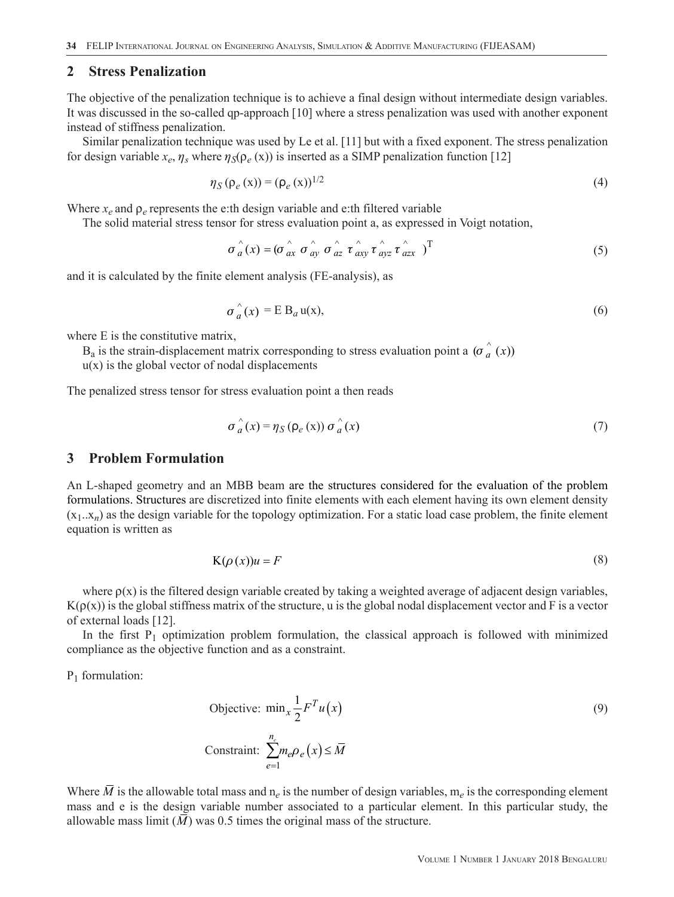## 2 Stress Penalization

The objective of the penalization technique is to achieve a final design without intermediate design variables. It was discussed in the so-called qp-approach [10] where a stress penalization was used with another exponent instead of stiffness penalization.

Similar penalization technique was used by Le et al. [11] but with a fixed exponent. The stress penalization for design variable $x_e$, $\eta_s$ where $\eta_S(\rho_e(x))$ is inserted as a SIMP penalization function [12]

$$\eta_S(\rho_e(x)) = (\rho_e(x))^{1/2} \tag{4}$$

Where $x_e$ and $\rho_e$ represents the e:th design variable and e:th filtered variable

The solid material stress tensor for stress evaluation point a, as expressed in Voigt notation,

$$\hat{\sigma}_a(x) = (\hat{\sigma}_{ax}\ \hat{\sigma}_{ay}\ \hat{\sigma}_{az}\ \hat{\tau}_{axy}\ \hat{\tau}_{ayz}\ \hat{\tau}_{azx})^T \tag{5}$$

and it is calculated by the finite element analysis (FE-analysis), as

$$\hat{\sigma}_a(x) = E\, B_a\, u(x), \tag{6}$$

where E is the constitutive matrix,

$B_a$ is the strain-displacement matrix corresponding to stress evaluation point a $(\hat{\sigma}_a(x))$

u(x) is the global vector of nodal displacements

The penalized stress tensor for stress evaluation point a then reads

$$\hat{\sigma}_a(x) = \eta_S(\rho_e(x))\, \hat{\sigma}_a(x) \tag{7}$$

## 3 Problem Formulation

An L-shaped geometry and an MBB beam are the structures considered for the evaluation of the problem formulations. Structures are discretized into finite elements with each element having its own element density ($x_1..x_n$) as the design variable for the topology optimization. For a static load case problem, the finite element equation is written as

$$K(\rho(x))u = F \tag{8}$$

where ρ(x) is the filtered design variable created by taking a weighted average of adjacent design variables, K(ρ(x)) is the global stiffness matrix of the structure, u is the global nodal displacement vector and F is a vector of external loads [12].

In the first $P_1$ optimization problem formulation, the classical approach is followed with minimized compliance as the objective function and as a constraint.

$P_1$ formulation:

$$\text{Objective: } \min_x \frac{1}{2} F^T u(x) \tag{9}$$

$$\text{Constraint: } \sum_{e=1}^{n_e} m_e \rho_e(x) \le \bar{M}$$

Where $\bar{M}$ is the allowable total mass and $n_e$ is the number of design variables, $m_e$ is the corresponding element mass and e is the design variable number associated to a particular element. In this particular study, the allowable mass limit ($\bar{M}$) was 0.5 times the original mass of the structure.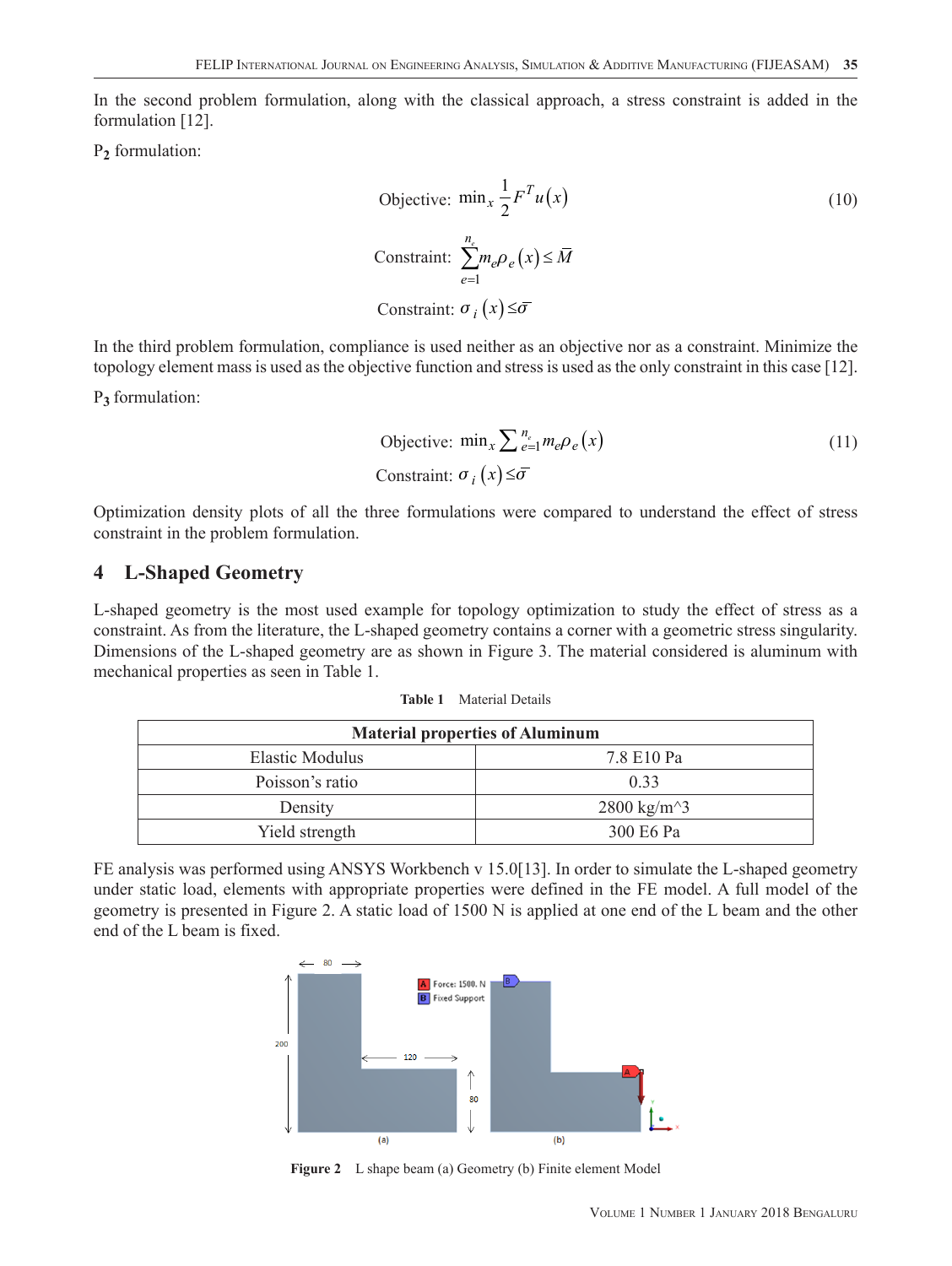In the second problem formulation, along with the classical approach, a stress constraint is added in the formulation [12].

$P_2$ formulation:

$$\text{Objective: } \min_x \frac{1}{2} F^T u(x) \tag{10}$$

$$\text{Constraint: } \sum_{e=1}^{n_e} m_e \rho_e(x) \leq \bar{M}$$

$$\text{Constraint: } \sigma_i(x) \leq \bar{\sigma}$$

In the third problem formulation, compliance is used neither as an objective nor as a constraint. Minimize the topology element mass is used as the objective function and stress is used as the only constraint in this case [12].

$P_3$ formulation:

$$\text{Objective: } \min_x \sum_{e=1}^{n_e} m_e \rho_e(x) \tag{11}$$

$$\text{Constraint: } \sigma_i(x) \leq \bar{\sigma}$$

Optimization density plots of all the three formulations were compared to understand the effect of stress constraint in the problem formulation.

## 4 L-Shaped Geometry

L-shaped geometry is the most used example for topology optimization to study the effect of stress as a constraint. As from the literature, the L-shaped geometry contains a corner with a geometric stress singularity. Dimensions of the L-shaped geometry are as shown in Figure 3. The material considered is aluminum with mechanical properties as seen in Table 1.

**Table 1** Material Details

| Material properties of Aluminum | |
|---|---|
| Elastic Modulus | 7.8 E10 Pa |
| Poisson's ratio | 0.33 |
| Density | 2800 kg/m^3 |
| Yield strength | 300 E6 Pa |

FE analysis was performed using ANSYS Workbench v 15.0[13]. In order to simulate the L-shaped geometry under static load, elements with appropriate properties were defined in the FE model. A full model of the geometry is presented in Figure 2. A static load of 1500 N is applied at one end of the L beam and the other end of the L beam is fixed.

**Figure 2** L shape beam (a) Geometry (b) Finite element Model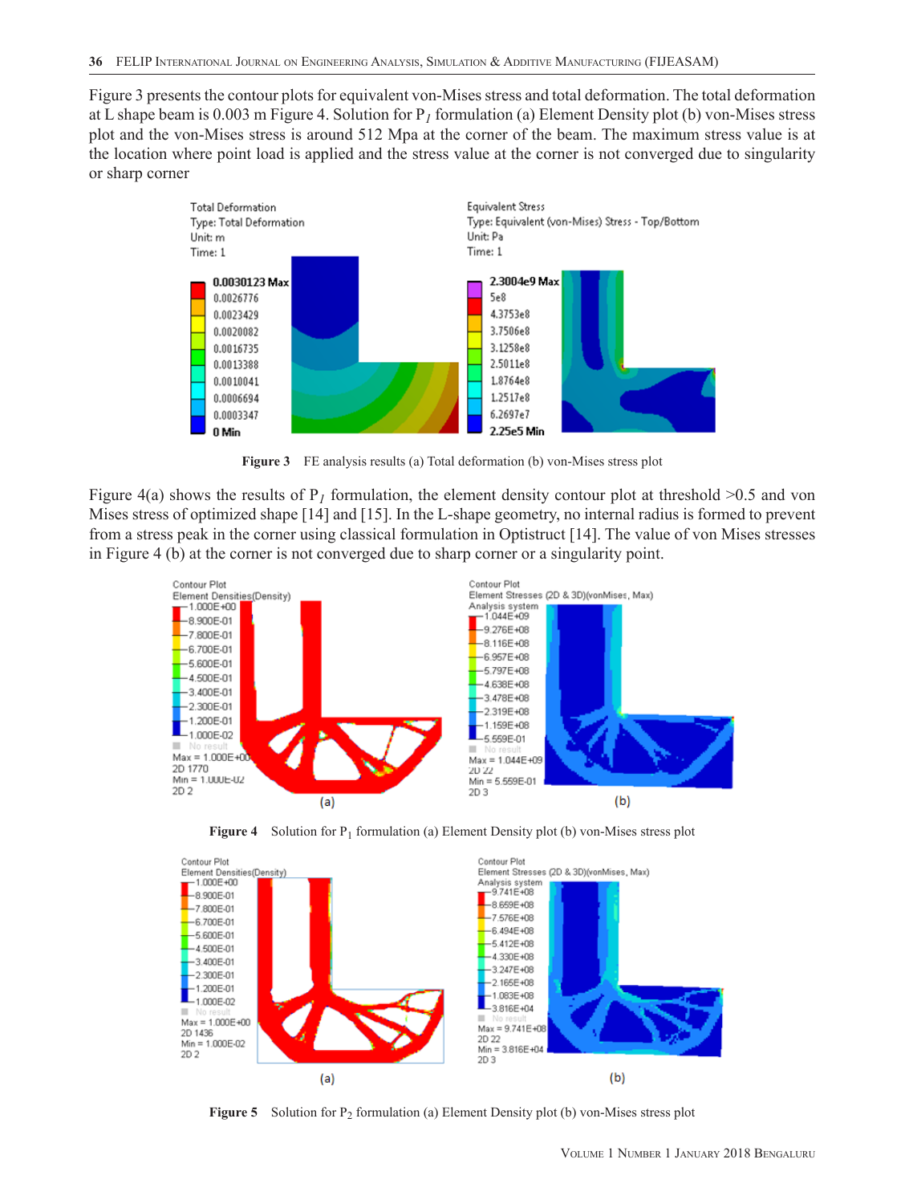Figure 3 presents the contour plots for equivalent von-Mises stress and total deformation. The total deformation at L shape beam is 0.003 m Figure 4. Solution for $P_1$ formulation (a) Element Density plot (b) von-Mises stress plot and the von-Mises stress is around 512 Mpa at the corner of the beam. The maximum stress value is at the location where point load is applied and the stress value at the corner is not converged due to singularity or sharp corner

**Figure 3** FE analysis results (a) Total deformation (b) von-Mises stress plot

Figure 4(a) shows the results of $P_1$ formulation, the element density contour plot at threshold >0.5 and von Mises stress of optimized shape [14] and [15]. In the L-shape geometry, no internal radius is formed to prevent from a stress peak in the corner using classical formulation in Optistruct [14]. The value of von Mises stresses in Figure 4 (b) at the corner is not converged due to sharp corner or a singularity point.

**Figure 4** Solution for $P_1$ formulation (a) Element Density plot (b) von-Mises stress plot

**Figure 5** Solution for $P_2$ formulation (a) Element Density plot (b) von-Mises stress plot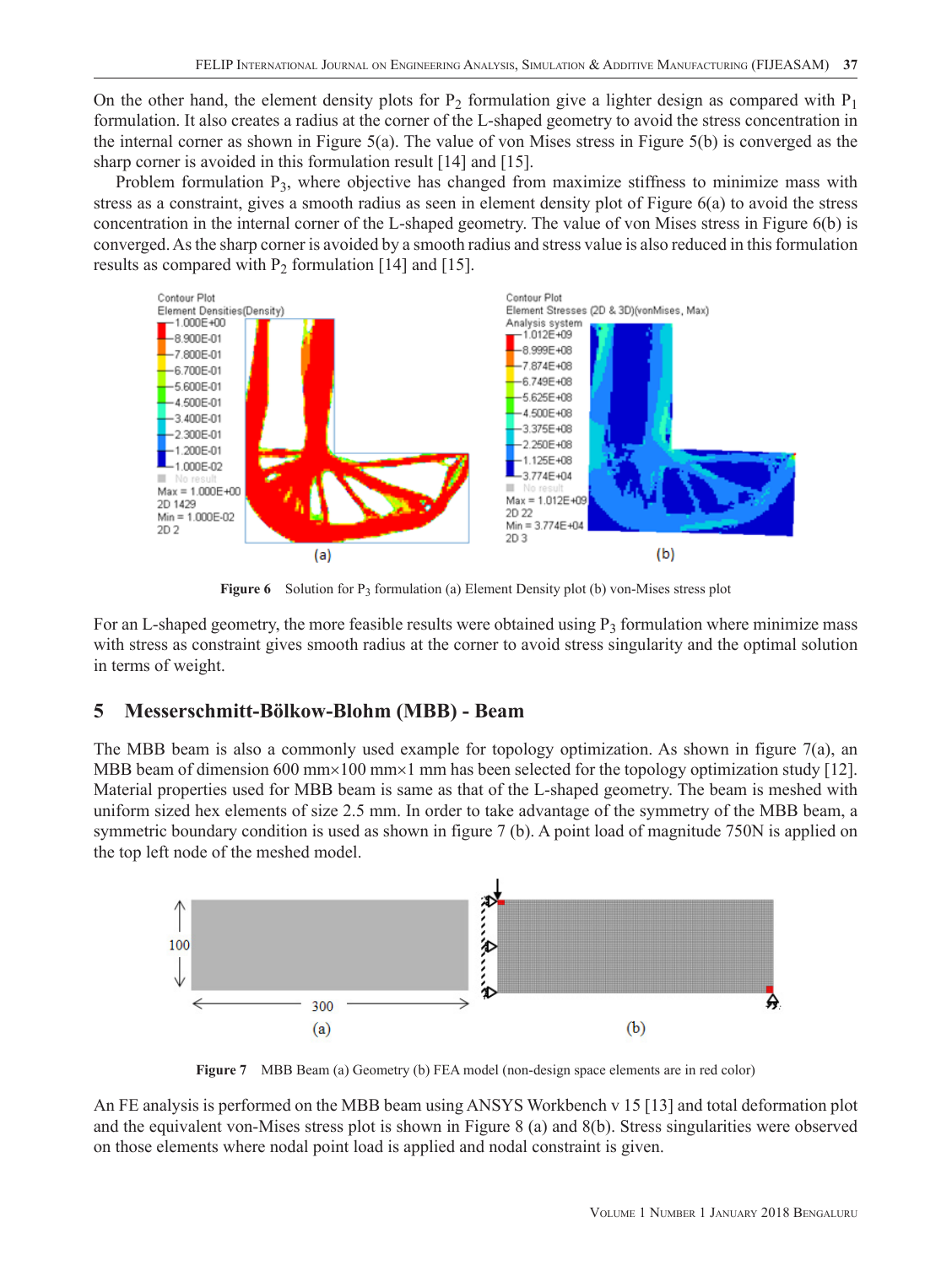On the other hand, the element density plots for $P_2$ formulation give a lighter design as compared with $P_1$ formulation. It also creates a radius at the corner of the L-shaped geometry to avoid the stress concentration in the internal corner as shown in Figure 5(a). The value of von Mises stress in Figure 5(b) is converged as the sharp corner is avoided in this formulation result [14] and [15].

Problem formulation $P_3$, where objective has changed from maximize stiffness to minimize mass with stress as a constraint, gives a smooth radius as seen in element density plot of Figure 6(a) to avoid the stress concentration in the internal corner of the L-shaped geometry. The value of von Mises stress in Figure 6(b) is converged. As the sharp corner is avoided by a smooth radius and stress value is also reduced in this formulation results as compared with $P_2$ formulation [14] and [15].

**Figure 6** Solution for $P_3$ formulation (a) Element Density plot (b) von-Mises stress plot

For an L-shaped geometry, the more feasible results were obtained using $P_3$ formulation where minimize mass with stress as constraint gives smooth radius at the corner to avoid stress singularity and the optimal solution in terms of weight.

## 5 Messerschmitt-Bölkow-Blohm (MBB) - Beam

The MBB beam is also a commonly used example for topology optimization. As shown in figure 7(a), an MBB beam of dimension 600 mm×100 mm×1 mm has been selected for the topology optimization study [12]. Material properties used for MBB beam is same as that of the L-shaped geometry. The beam is meshed with uniform sized hex elements of size 2.5 mm. In order to take advantage of the symmetry of the MBB beam, a symmetric boundary condition is used as shown in figure 7 (b). A point load of magnitude 750N is applied on the top left node of the meshed model.

**Figure 7** MBB Beam (a) Geometry (b) FEA model (non-design space elements are in red color)

An FE analysis is performed on the MBB beam using ANSYS Workbench v 15 [13] and total deformation plot and the equivalent von-Mises stress plot is shown in Figure 8 (a) and 8(b). Stress singularities were observed on those elements where nodal point load is applied and nodal constraint is given.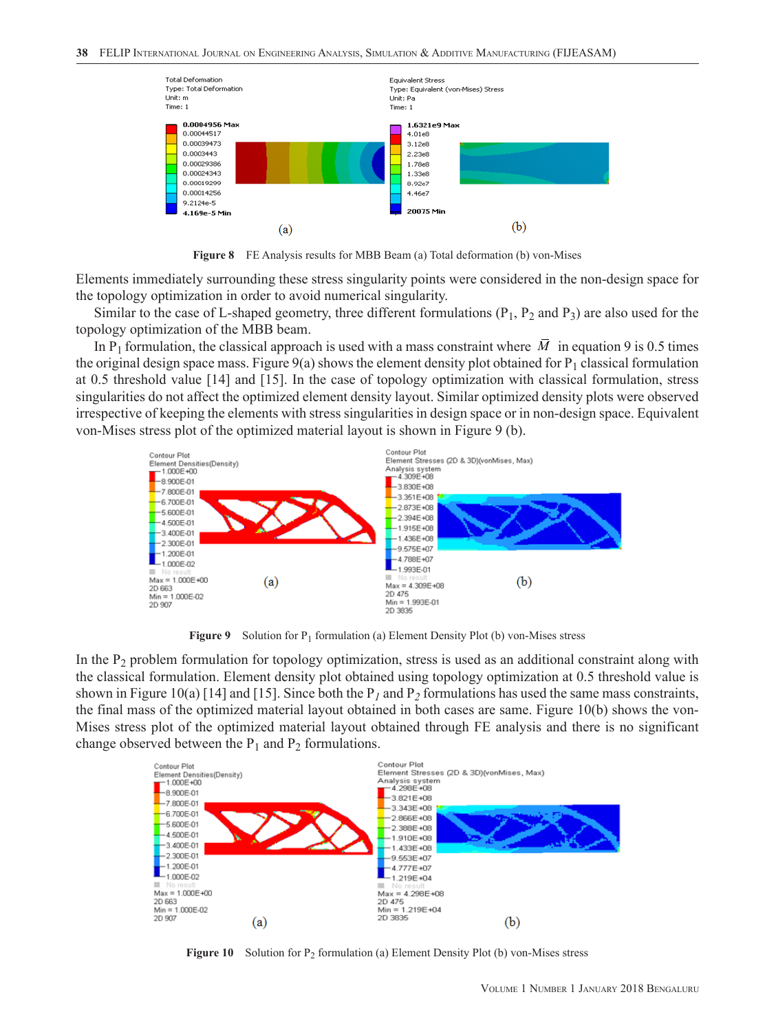Figure 8 FE Analysis results for MBB Beam (a) Total deformation (b) von-Mises

Elements immediately surrounding these stress singularity points were considered in the non-design space for the topology optimization in order to avoid numerical singularity.

Similar to the case of L-shaped geometry, three different formulations ($P_1$, $P_2$ and $P_3$) are also used for the topology optimization of the MBB beam.

In $P_1$ formulation, the classical approach is used with a mass constraint where $\bar{M}$ in equation 9 is 0.5 times the original design space mass. Figure 9(a) shows the element density plot obtained for $P_1$ classical formulation at 0.5 threshold value [14] and [15]. In the case of topology optimization with classical formulation, stress singularities do not affect the optimized element density layout. Similar optimized density plots were observed irrespective of keeping the elements with stress singularities in design space or in non-design space. Equivalent von-Mises stress plot of the optimized material layout is shown in Figure 9 (b).

Figure 9 Solution for $P_1$ formulation (a) Element Density Plot (b) von-Mises stress

In the $P_2$ problem formulation for topology optimization, stress is used as an additional constraint along with the classical formulation. Element density plot obtained using topology optimization at 0.5 threshold value is shown in Figure 10(a) [14] and [15]. Since both the $P_1$ and $P_2$ formulations has used the same mass constraints, the final mass of the optimized material layout obtained in both cases are same. Figure 10(b) shows the von-Mises stress plot of the optimized material layout obtained through FE analysis and there is no significant change observed between the $P_1$ and $P_2$ formulations.

Figure 10 Solution for $P_2$ formulation (a) Element Density Plot (b) von-Mises stress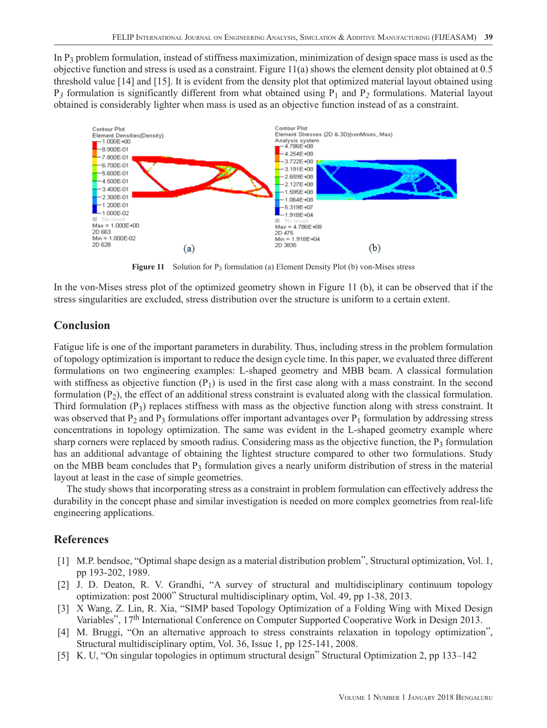In $P_3$ problem formulation, instead of stiffness maximization, minimization of design space mass is used as the objective function and stress is used as a constraint. Figure 11(a) shows the element density plot obtained at 0.5 threshold value [14] and [15]. It is evident from the density plot that optimized material layout obtained using $P_3$ formulation is significantly different from what obtained using $P_1$ and $P_2$ formulations. Material layout obtained is considerably lighter when mass is used as an objective function instead of as a constraint.

**Figure 11** Solution for $P_3$ formulation (a) Element Density Plot (b) von-Mises stress

In the von-Mises stress plot of the optimized geometry shown in Figure 11 (b), it can be observed that if the stress singularities are excluded, stress distribution over the structure is uniform to a certain extent.

## Conclusion

Fatigue life is one of the important parameters in durability. Thus, including stress in the problem formulation of topology optimization is important to reduce the design cycle time. In this paper, we evaluated three different formulations on two engineering examples: L-shaped geometry and MBB beam. A classical formulation with stiffness as objective function ($P_1$) is used in the first case along with a mass constraint. In the second formulation ($P_2$), the effect of an additional stress constraint is evaluated along with the classical formulation. Third formulation ($P_3$) replaces stiffness with mass as the objective function along with stress constraint. It was observed that $P_2$ and $P_3$ formulations offer important advantages over $P_1$ formulation by addressing stress concentrations in topology optimization. The same was evident in the L-shaped geometry example where sharp corners were replaced by smooth radius. Considering mass as the objective function, the $P_3$ formulation has an additional advantage of obtaining the lightest structure compared to other two formulations. Study on the MBB beam concludes that $P_3$ formulation gives a nearly uniform distribution of stress in the material layout at least in the case of simple geometries.

The study shows that incorporating stress as a constraint in problem formulation can effectively address the durability in the concept phase and similar investigation is needed on more complex geometries from real-life engineering applications.

## References

[1] M.P. bendsoe, "Optimal shape design as a material distribution problem", Structural optimization, Vol. 1, pp 193-202, 1989.

[2] J. D. Deaton, R. V. Grandhi, "A survey of structural and multidisciplinary continuum topology optimization: post 2000" Structural multidisciplinary optim, Vol. 49, pp 1-38, 2013.

[3] X Wang, Z. Lin, R. Xia, "SIMP based Topology Optimization of a Folding Wing with Mixed Design Variables", 17th International Conference on Computer Supported Cooperative Work in Design 2013.

[4] M. Bruggi, "On an alternative approach to stress constraints relaxation in topology optimization", Structural multidisciplinary optim, Vol. 36, Issue 1, pp 125-141, 2008.

[5] K. U, "On singular topologies in optimum structural design" Structural Optimization 2, pp 133–142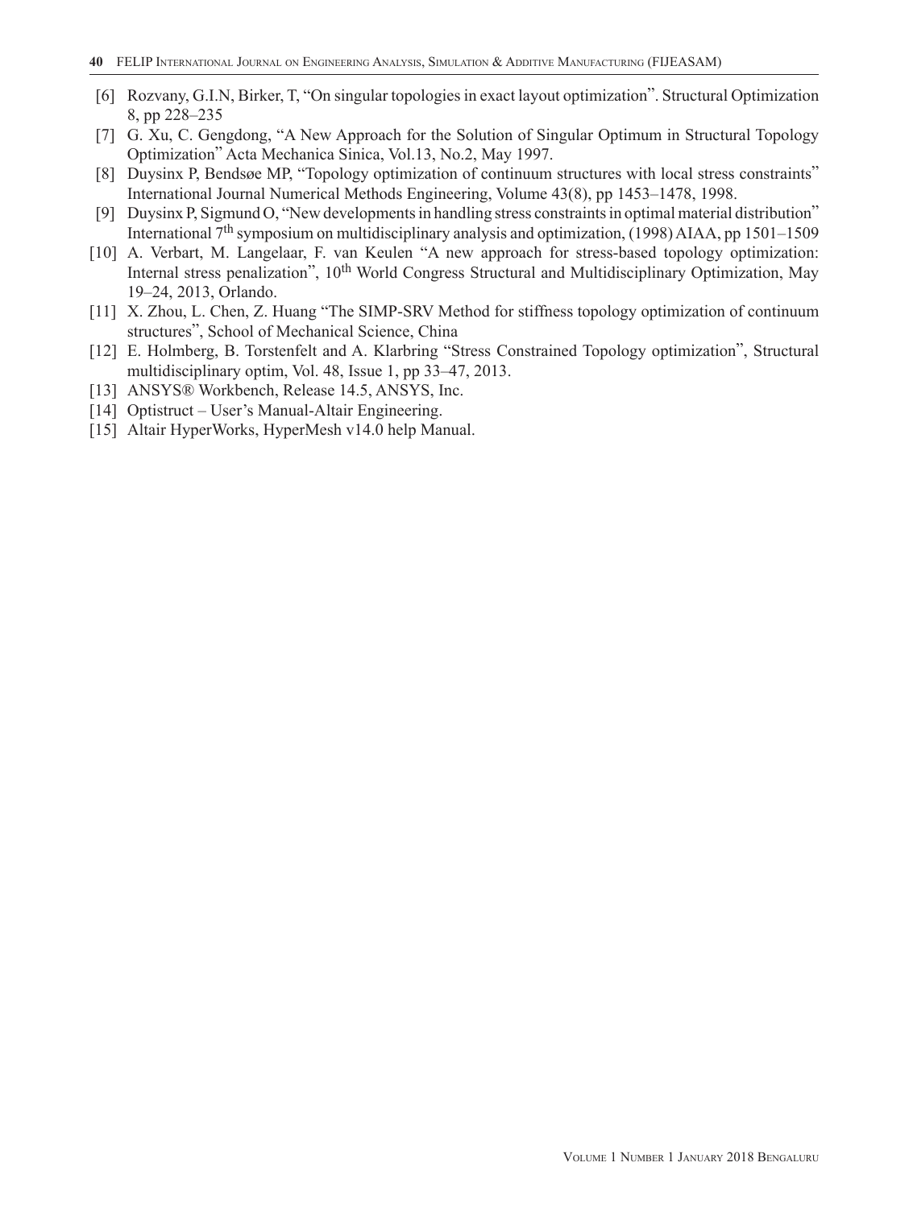[6] Rozvany, G.I.N, Birker, T, "On singular topologies in exact layout optimization". Structural Optimization 8, pp 228–235

[7] G. Xu, C. Gengdong, "A New Approach for the Solution of Singular Optimum in Structural Topology Optimization" Acta Mechanica Sinica, Vol.13, No.2, May 1997.

[8] Duysinx P, Bendsøe MP, "Topology optimization of continuum structures with local stress constraints" International Journal Numerical Methods Engineering, Volume 43(8), pp 1453–1478, 1998.

[9] Duysinx P, Sigmund O, "New developments in handling stress constraints in optimal material distribution" International 7th symposium on multidisciplinary analysis and optimization, (1998) AIAA, pp 1501–1509

[10] A. Verbart, M. Langelaar, F. van Keulen "A new approach for stress-based topology optimization: Internal stress penalization", 10th World Congress Structural and Multidisciplinary Optimization, May 19–24, 2013, Orlando.

[11] X. Zhou, L. Chen, Z. Huang "The SIMP-SRV Method for stiffness topology optimization of continuum structures", School of Mechanical Science, China

[12] E. Holmberg, B. Torstenfelt and A. Klarbring "Stress Constrained Topology optimization", Structural multidisciplinary optim, Vol. 48, Issue 1, pp 33–47, 2013.

[13] ANSYS® Workbench, Release 14.5, ANSYS, Inc.

[14] Optistruct – User's Manual-Altair Engineering.

[15] Altair HyperWorks, HyperMesh v14.0 help Manual.